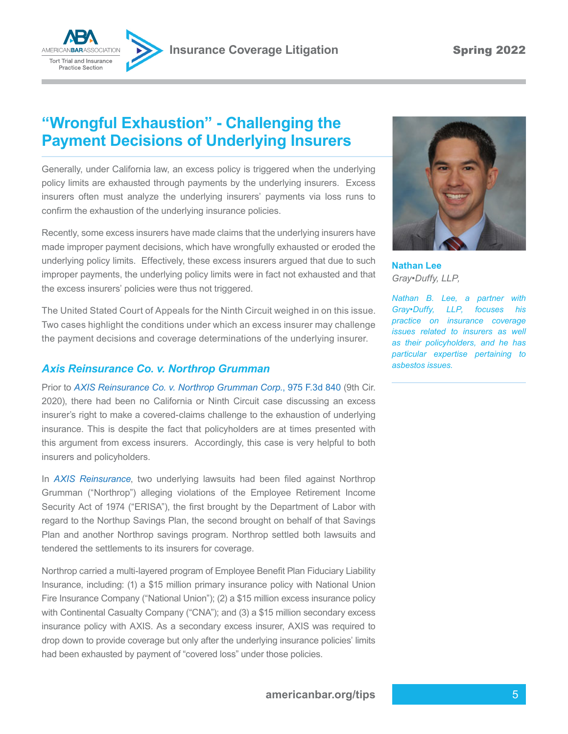# "Wrongful Exhaustion" - Challenging the Payment Decisions of Underlying Insurers

**Nathan Lee**
*Gray•Duffy, LLP,*

*Nathan B. Lee, a partner with Gray•Duffy, LLP, focuses his practice on insurance coverage issues related to insurers as well as their policyholders, and he has particular expertise pertaining to asbestos issues.*

Generally, under California law, an excess policy is triggered when the underlying policy limits are exhausted through payments by the underlying insurers. Excess insurers often must analyze the underlying insurers' payments via loss runs to confirm the exhaustion of the underlying insurance policies.

Recently, some excess insurers have made claims that the underlying insurers have made improper payment decisions, which have wrongfully exhausted or eroded the underlying policy limits. Effectively, these excess insurers argued that due to such improper payments, the underlying policy limits were in fact not exhausted and that the excess insurers' policies were thus not triggered.

The United Stated Court of Appeals for the Ninth Circuit weighed in on this issue. Two cases highlight the conditions under which an excess insurer may challenge the payment decisions and coverage determinations of the underlying insurer.

### *Axis Reinsurance Co. v. Northrop Grumman*

Prior to *AXIS Reinsurance Co. v. Northrop Grumman Corp.*, 975 F.3d 840 (9th Cir. 2020), there had been no California or Ninth Circuit case discussing an excess insurer's right to make a covered-claims challenge to the exhaustion of underlying insurance. This is despite the fact that policyholders are at times presented with this argument from excess insurers. Accordingly, this case is very helpful to both insurers and policyholders.

In *AXIS Reinsurance*, two underlying lawsuits had been filed against Northrop Grumman ("Northrop") alleging violations of the Employee Retirement Income Security Act of 1974 ("ERISA"), the first brought by the Department of Labor with regard to the Northup Savings Plan, the second brought on behalf of that Savings Plan and another Northrop savings program. Northrop settled both lawsuits and tendered the settlements to its insurers for coverage.

Northrop carried a multi-layered program of Employee Benefit Plan Fiduciary Liability Insurance, including: (1) a $15 million primary insurance policy with National Union Fire Insurance Company ("National Union"); (2) a $15 million excess insurance policy with Continental Casualty Company ("CNA"); and (3) a $15 million secondary excess insurance policy with AXIS. As a secondary excess insurer, AXIS was required to drop down to provide coverage but only after the underlying insurance policies' limits had been exhausted by payment of "covered loss" under those policies.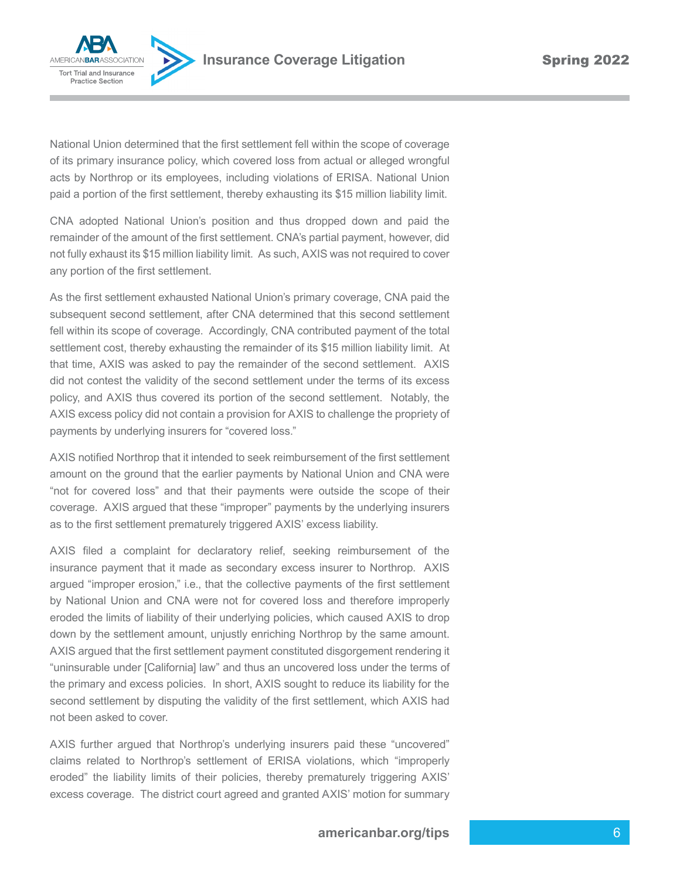National Union determined that the first settlement fell within the scope of coverage of its primary insurance policy, which covered loss from actual or alleged wrongful acts by Northrop or its employees, including violations of ERISA. National Union paid a portion of the first settlement, thereby exhausting its $15 million liability limit.

CNA adopted National Union's position and thus dropped down and paid the remainder of the amount of the first settlement. CNA's partial payment, however, did not fully exhaust its $15 million liability limit. As such, AXIS was not required to cover any portion of the first settlement.

As the first settlement exhausted National Union's primary coverage, CNA paid the subsequent second settlement, after CNA determined that this second settlement fell within its scope of coverage. Accordingly, CNA contributed payment of the total settlement cost, thereby exhausting the remainder of its $15 million liability limit. At that time, AXIS was asked to pay the remainder of the second settlement. AXIS did not contest the validity of the second settlement under the terms of its excess policy, and AXIS thus covered its portion of the second settlement. Notably, the AXIS excess policy did not contain a provision for AXIS to challenge the propriety of payments by underlying insurers for "covered loss."

AXIS notified Northrop that it intended to seek reimbursement of the first settlement amount on the ground that the earlier payments by National Union and CNA were "not for covered loss" and that their payments were outside the scope of their coverage. AXIS argued that these "improper" payments by the underlying insurers as to the first settlement prematurely triggered AXIS' excess liability.

AXIS filed a complaint for declaratory relief, seeking reimbursement of the insurance payment that it made as secondary excess insurer to Northrop. AXIS argued "improper erosion," i.e., that the collective payments of the first settlement by National Union and CNA were not for covered loss and therefore improperly eroded the limits of liability of their underlying policies, which caused AXIS to drop down by the settlement amount, unjustly enriching Northrop by the same amount. AXIS argued that the first settlement payment constituted disgorgement rendering it "uninsurable under [California] law" and thus an uncovered loss under the terms of the primary and excess policies. In short, AXIS sought to reduce its liability for the second settlement by disputing the validity of the first settlement, which AXIS had not been asked to cover.

AXIS further argued that Northrop's underlying insurers paid these "uncovered" claims related to Northrop's settlement of ERISA violations, which "improperly eroded" the liability limits of their policies, thereby prematurely triggering AXIS' excess coverage. The district court agreed and granted AXIS' motion for summary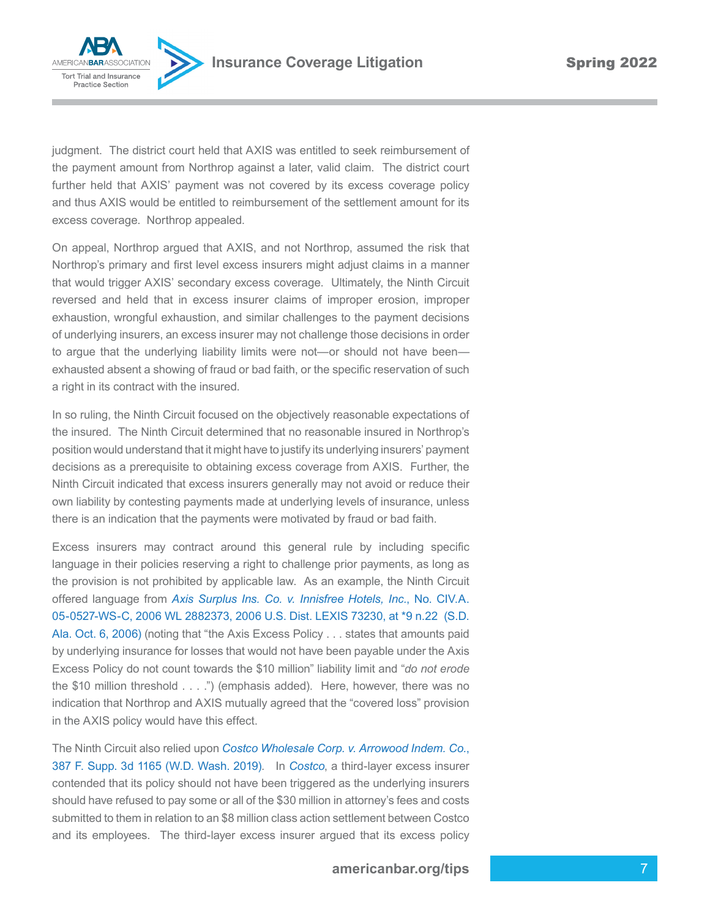judgment. The district court held that AXIS was entitled to seek reimbursement of the payment amount from Northrop against a later, valid claim. The district court further held that AXIS' payment was not covered by its excess coverage policy and thus AXIS would be entitled to reimbursement of the settlement amount for its excess coverage. Northrop appealed.

On appeal, Northrop argued that AXIS, and not Northrop, assumed the risk that Northrop's primary and first level excess insurers might adjust claims in a manner that would trigger AXIS' secondary excess coverage. Ultimately, the Ninth Circuit reversed and held that in excess insurer claims of improper erosion, improper exhaustion, wrongful exhaustion, and similar challenges to the payment decisions of underlying insurers, an excess insurer may not challenge those decisions in order to argue that the underlying liability limits were not—or should not have been—exhausted absent a showing of fraud or bad faith, or the specific reservation of such a right in its contract with the insured.

In so ruling, the Ninth Circuit focused on the objectively reasonable expectations of the insured. The Ninth Circuit determined that no reasonable insured in Northrop's position would understand that it might have to justify its underlying insurers' payment decisions as a prerequisite to obtaining excess coverage from AXIS. Further, the Ninth Circuit indicated that excess insurers generally may not avoid or reduce their own liability by contesting payments made at underlying levels of insurance, unless there is an indication that the payments were motivated by fraud or bad faith.

Excess insurers may contract around this general rule by including specific language in their policies reserving a right to challenge prior payments, as long as the provision is not prohibited by applicable law. As an example, the Ninth Circuit offered language from *Axis Surplus Ins. Co. v. Innisfree Hotels, Inc.*, No. CIV.A. 05-0527-WS-C, 2006 WL 2882373, 2006 U.S. Dist. LEXIS 73230, at *9 n.22 (S.D. Ala. Oct. 6, 2006) (noting that "the Axis Excess Policy . . . states that amounts paid by underlying insurance for losses that would not have been payable under the Axis Excess Policy do not count towards the $10 million" liability limit and "*do not erode* the $10 million threshold . . . .") (emphasis added). Here, however, there was no indication that Northrop and AXIS mutually agreed that the "covered loss" provision in the AXIS policy would have this effect.

The Ninth Circuit also relied upon *Costco Wholesale Corp. v. Arrowood Indem. Co.*, 387 F. Supp. 3d 1165 (W.D. Wash. 2019). In *Costco*, a third-layer excess insurer contended that its policy should not have been triggered as the underlying insurers should have refused to pay some or all of the $30 million in attorney's fees and costs submitted to them in relation to an $8 million class action settlement between Costco and its employees. The third-layer excess insurer argued that its excess policy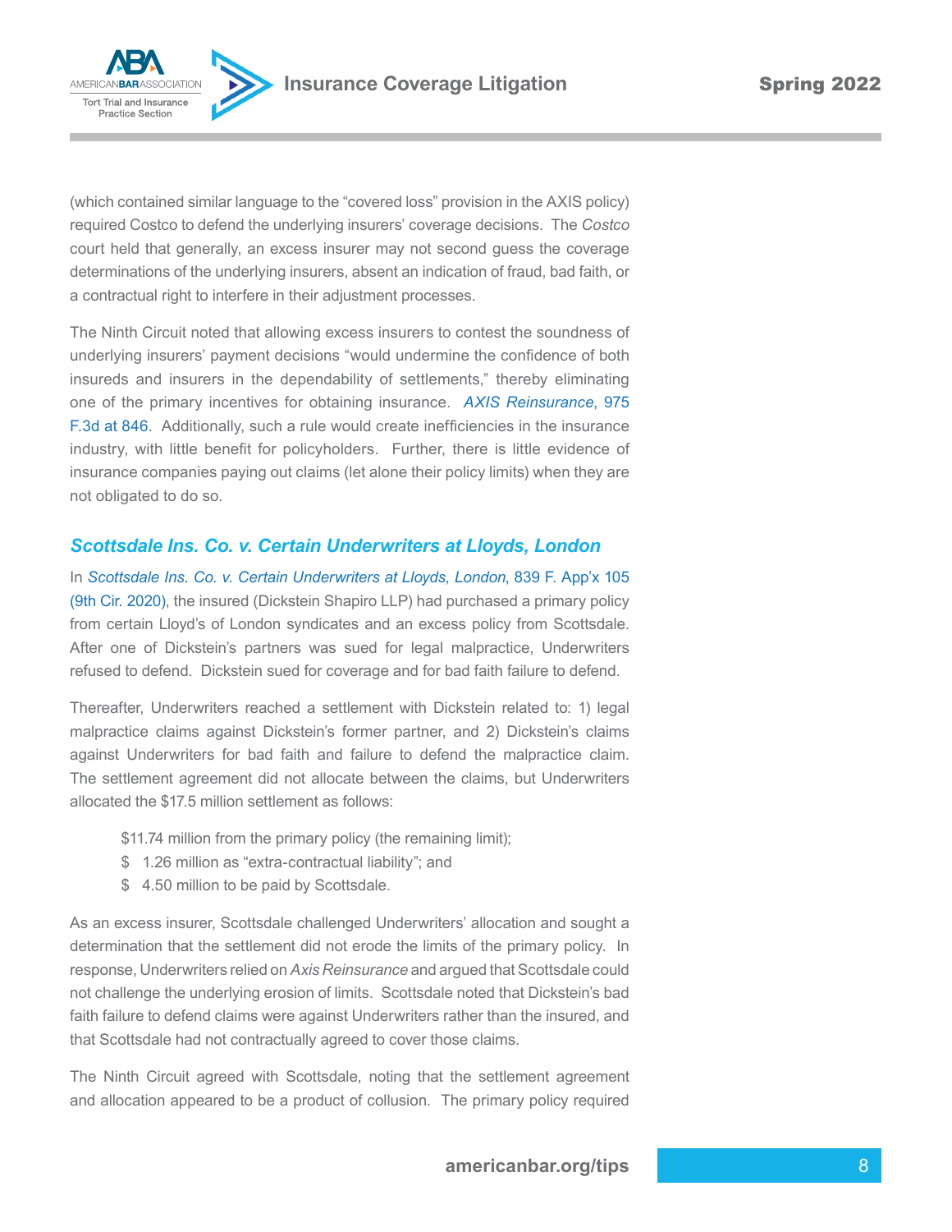(which contained similar language to the "covered loss" provision in the AXIS policy) required Costco to defend the underlying insurers' coverage decisions. The *Costco* court held that generally, an excess insurer may not second guess the coverage determinations of the underlying insurers, absent an indication of fraud, bad faith, or a contractual right to interfere in their adjustment processes.

The Ninth Circuit noted that allowing excess insurers to contest the soundness of underlying insurers' payment decisions "would undermine the confidence of both insureds and insurers in the dependability of settlements," thereby eliminating one of the primary incentives for obtaining insurance. *AXIS Reinsurance*, 975 F.3d at 846. Additionally, such a rule would create inefficiencies in the insurance industry, with little benefit for policyholders. Further, there is little evidence of insurance companies paying out claims (let alone their policy limits) when they are not obligated to do so.

## *Scottsdale Ins. Co. v. Certain Underwriters at Lloyds, London*

In *Scottsdale Ins. Co. v. Certain Underwriters at Lloyds, London*, 839 F. App'x 105 (9th Cir. 2020), the insured (Dickstein Shapiro LLP) had purchased a primary policy from certain Lloyd's of London syndicates and an excess policy from Scottsdale. After one of Dickstein's partners was sued for legal malpractice, Underwriters refused to defend. Dickstein sued for coverage and for bad faith failure to defend.

Thereafter, Underwriters reached a settlement with Dickstein related to: 1) legal malpractice claims against Dickstein's former partner, and 2) Dickstein's claims against Underwriters for bad faith and failure to defend the malpractice claim. The settlement agreement did not allocate between the claims, but Underwriters allocated the $17.5 million settlement as follows:

$11.74 million from the primary policy (the remaining limit);
$ 1.26 million as "extra-contractual liability"; and
$ 4.50 million to be paid by Scottsdale.

As an excess insurer, Scottsdale challenged Underwriters' allocation and sought a determination that the settlement did not erode the limits of the primary policy. In response, Underwriters relied on *Axis Reinsurance* and argued that Scottsdale could not challenge the underlying erosion of limits. Scottsdale noted that Dickstein's bad faith failure to defend claims were against Underwriters rather than the insured, and that Scottsdale had not contractually agreed to cover those claims.

The Ninth Circuit agreed with Scottsdale, noting that the settlement agreement and allocation appeared to be a product of collusion. The primary policy required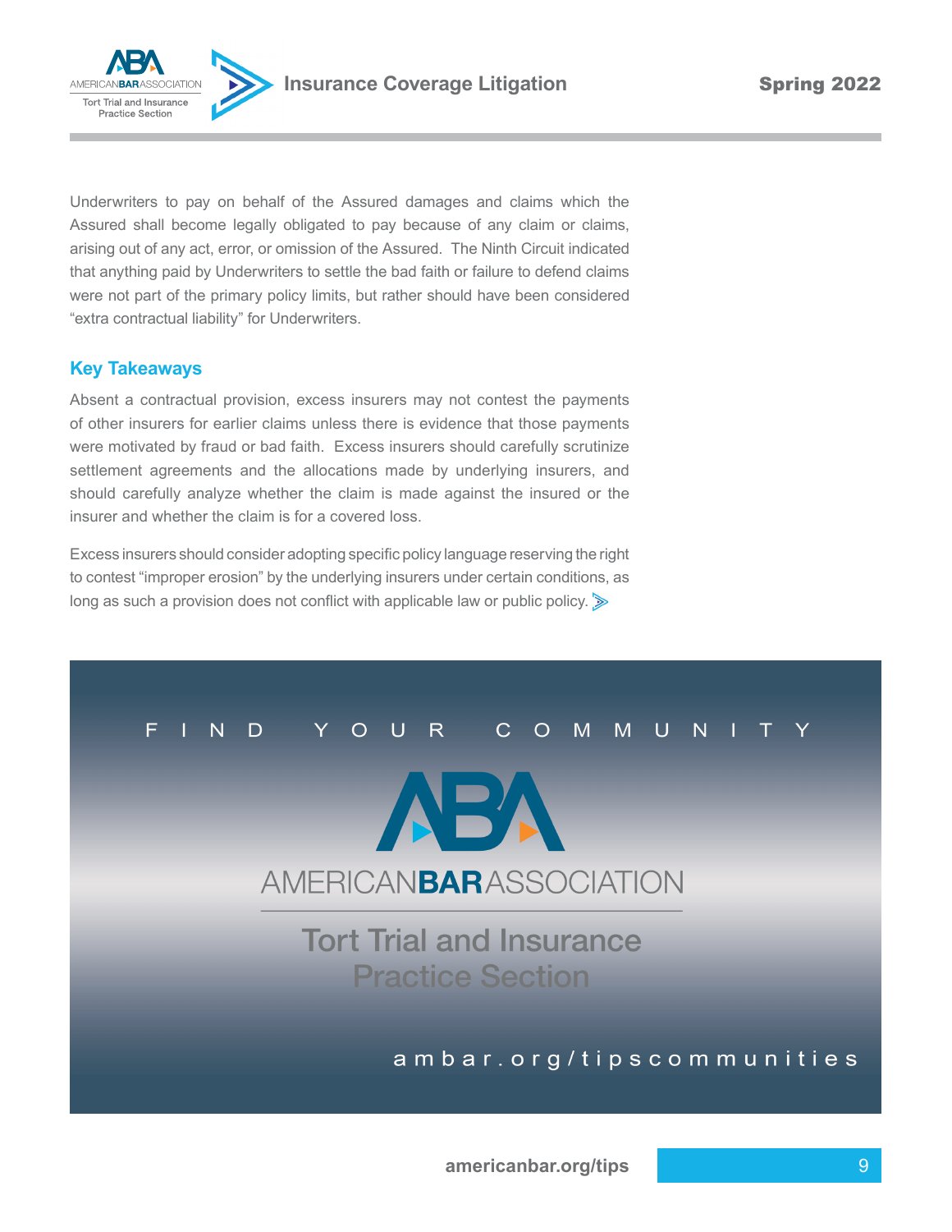Underwriters to pay on behalf of the Assured damages and claims which the Assured shall become legally obligated to pay because of any claim or claims, arising out of any act, error, or omission of the Assured. The Ninth Circuit indicated that anything paid by Underwriters to settle the bad faith or failure to defend claims were not part of the primary policy limits, but rather should have been considered "extra contractual liability" for Underwriters.

## Key Takeaways

Absent a contractual provision, excess insurers may not contest the payments of other insurers for earlier claims unless there is evidence that those payments were motivated by fraud or bad faith. Excess insurers should carefully scrutinize settlement agreements and the allocations made by underlying insurers, and should carefully analyze whether the claim is made against the insured or the insurer and whether the claim is for a covered loss.

Excess insurers should consider adopting specific policy language reserving the right to contest "improper erosion" by the underlying insurers under certain conditions, as long as such a provision does not conflict with applicable law or public policy.

FIND YOUR COMMUNITY

AMERICANBARASSOCIATION

Tort Trial and Insurance Practice Section

ambar.org/tipscommunities